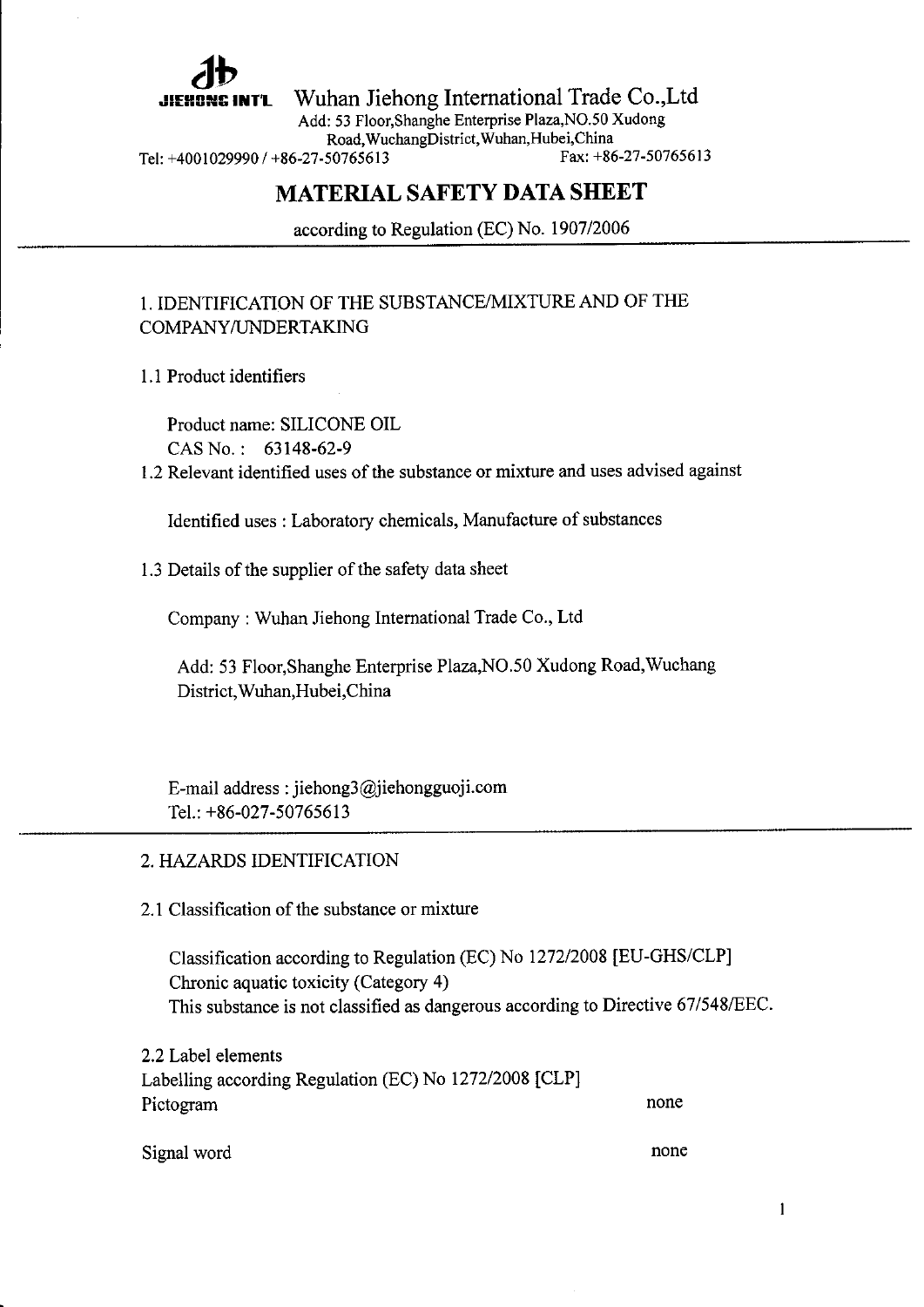**JIEHONG INT'L** Wuhan Jiehong International Trade Co.,Ltd

Add: 53 Floor,Shanghe Enterprise Plaza,NO.50 Xudong Road,WuchangDistrict,Wuhan,Hubei,China

Tel: +4001029990 / +86-27-50765613 Fax: +86-27-50765613

# MATERIAL SAFETY DATA SHEET

according to Regulation (EC) No. 1907/2006

## 1. IDENTIFICATION OF THE SUBSTANCE/MIXTURE AND OF THE COMPANY/UNDERTAKING

### 1.1 Product identifiers

Product name: SILICONE OIL

CAS No. : 63148-62-9

### 1.2 Relevant identified uses of the substance or mixture and uses advised against

Identified uses : Laboratory chemicals, Manufacture of substances

### 1.3 Details of the supplier of the safety data sheet

Company : Wuhan Jiehong International Trade Co., Ltd

Add: 53 Floor,Shanghe Enterprise Plaza,NO.50 Xudong Road,Wuchang District,Wuhan,Hubei,China

E-mail address : jiehong3@jiehongguoji.com

Tel.: +86-027-50765613

## 2. HAZARDS IDENTIFICATION

### 2.1 Classification of the substance or mixture

Classification according to Regulation (EC) No 1272/2008 [EU-GHS/CLP]

Chronic aquatic toxicity (Category 4)

This substance is not classified as dangerous according to Directive 67/548/EEC.

### 2.2 Label elements

Labelling according Regulation (EC) No 1272/2008 [CLP]

| | |
|---|---|
| Pictogram | none |
| Signal word | none |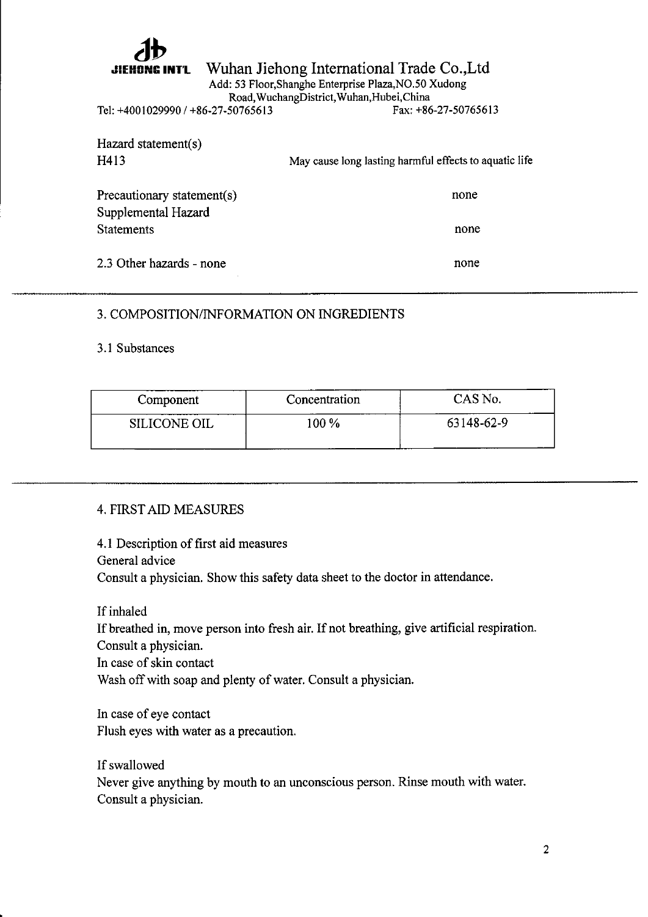Hazard statement(s)

H413 May cause long lasting harmful effects to aquatic life

Precautionary statement(s) none

Supplemental Hazard Statements none

2.3 Other hazards - none none

## 3. COMPOSITION/INFORMATION ON INGREDIENTS

### 3.1 Substances

| Component | Concentration | CAS No. |
|---|---|---|
| SILICONE OIL | 100 % | 63148-62-9 |

## 4. FIRST AID MEASURES

### 4.1 Description of first aid measures

General advice

Consult a physician. Show this safety data sheet to the doctor in attendance.

If inhaled

If breathed in, move person into fresh air. If not breathing, give artificial respiration. Consult a physician.

In case of skin contact

Wash off with soap and plenty of water. Consult a physician.

In case of eye contact

Flush eyes with water as a precaution.

If swallowed

Never give anything by mouth to an unconscious person. Rinse mouth with water. Consult a physician.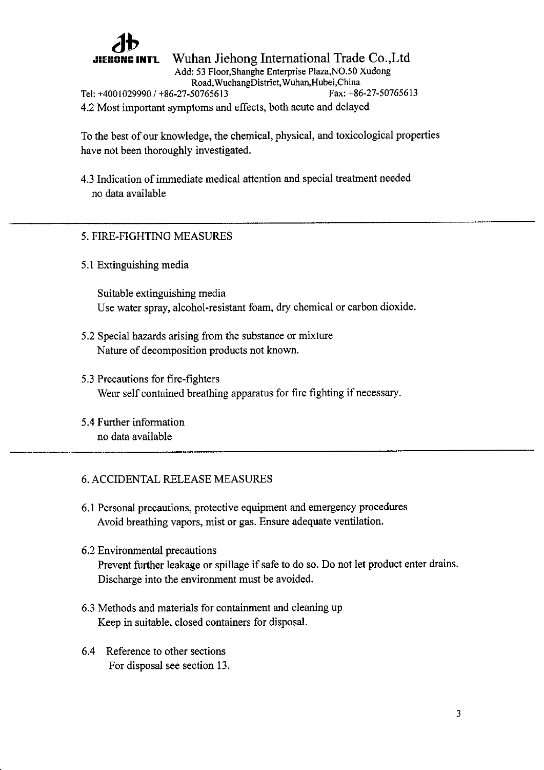4.2 Most important symptoms and effects, both acute and delayed

To the best of our knowledge, the chemical, physical, and toxicological properties have not been thoroughly investigated.

4.3 Indication of immediate medical attention and special treatment needed
no data available

---

## 5. FIRE-FIGHTING MEASURES

### 5.1 Extinguishing media

Suitable extinguishing media
Use water spray, alcohol-resistant foam, dry chemical or carbon dioxide.

### 5.2 Special hazards arising from the substance or mixture

Nature of decomposition products not known.

### 5.3 Precautions for fire-fighters

Wear self contained breathing apparatus for fire fighting if necessary.

### 5.4 Further information

no data available

---

## 6. ACCIDENTAL RELEASE MEASURES

### 6.1 Personal precautions, protective equipment and emergency procedures

Avoid breathing vapors, mist or gas. Ensure adequate ventilation.

### 6.2 Environmental precautions

Prevent further leakage or spillage if safe to do so. Do not let product enter drains. Discharge into the environment must be avoided.

### 6.3 Methods and materials for containment and cleaning up

Keep in suitable, closed containers for disposal.

### 6.4 Reference to other sections

For disposal see section 13.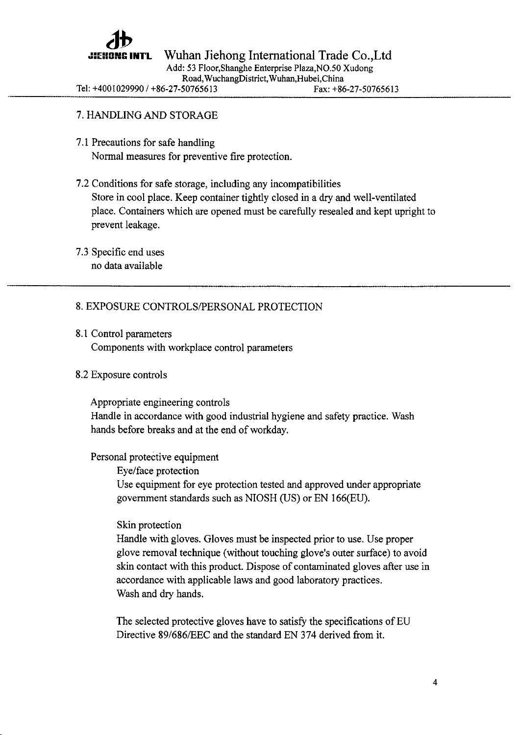## 7. HANDLING AND STORAGE

### 7.1 Precautions for safe handling

Normal measures for preventive fire protection.

### 7.2 Conditions for safe storage, including any incompatibilities

Store in cool place. Keep container tightly closed in a dry and well-ventilated place. Containers which are opened must be carefully resealed and kept upright to prevent leakage.

### 7.3 Specific end uses

no data available

## 8. EXPOSURE CONTROLS/PERSONAL PROTECTION

### 8.1 Control parameters

Components with workplace control parameters

### 8.2 Exposure controls

Appropriate engineering controls

Handle in accordance with good industrial hygiene and safety practice. Wash hands before breaks and at the end of workday.

Personal protective equipment

Eye/face protection

Use equipment for eye protection tested and approved under appropriate government standards such as NIOSH (US) or EN 166(EU).

Skin protection

Handle with gloves. Gloves must be inspected prior to use. Use proper glove removal technique (without touching glove's outer surface) to avoid skin contact with this product. Dispose of contaminated gloves after use in accordance with applicable laws and good laboratory practices.

Wash and dry hands.

The selected protective gloves have to satisfy the specifications of EU Directive 89/686/EEC and the standard EN 374 derived from it.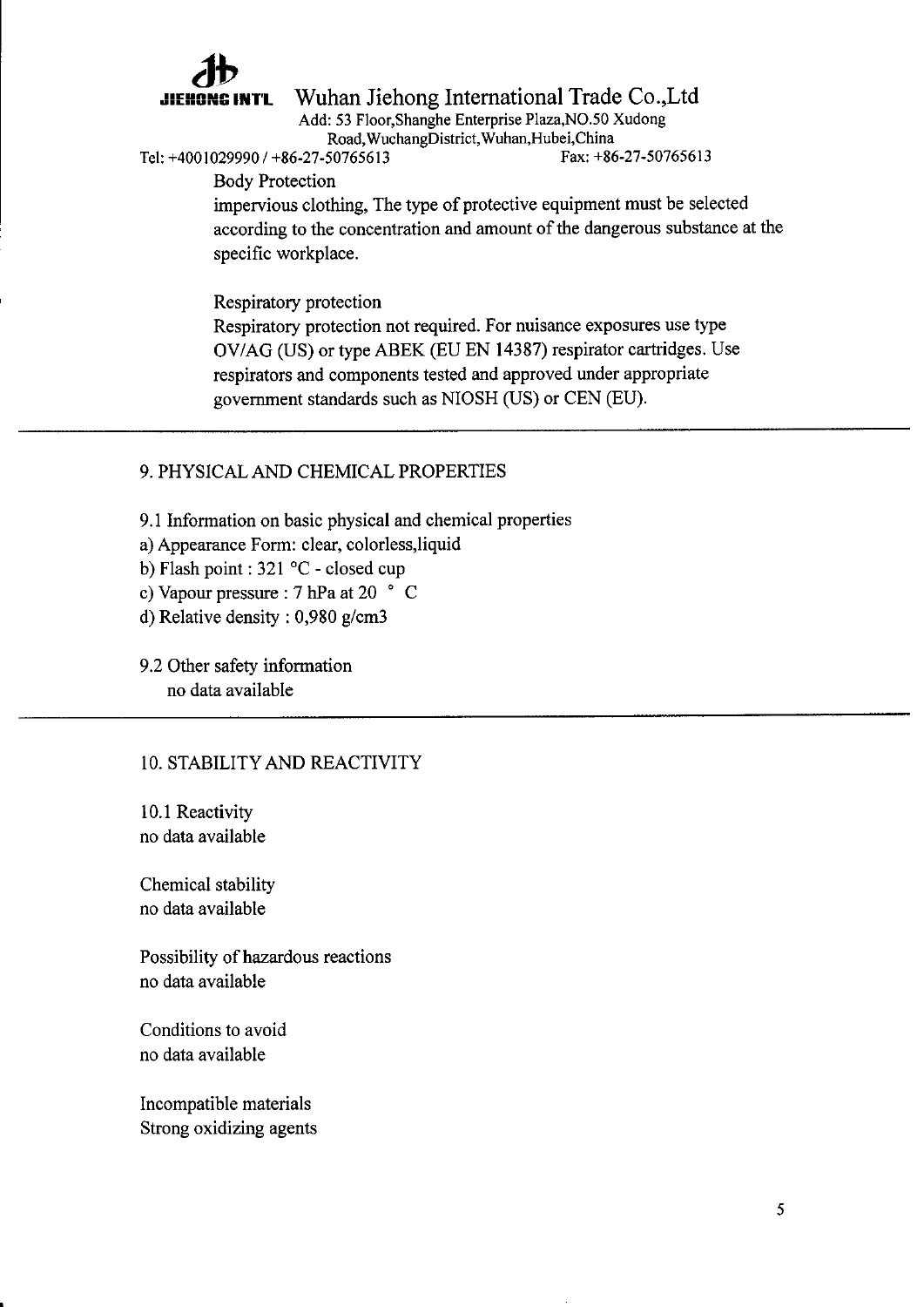Body Protection

impervious clothing, The type of protective equipment must be selected according to the concentration and amount of the dangerous substance at the specific workplace.

Respiratory protection

Respiratory protection not required. For nuisance exposures use type OV/AG (US) or type ABEK (EU EN 14387) respirator cartridges. Use respirators and components tested and approved under appropriate government standards such as NIOSH (US) or CEN (EU).

---

## 9. PHYSICAL AND CHEMICAL PROPERTIES

9.1 Information on basic physical and chemical properties

a) Appearance Form: clear, colorless,liquid

b) Flash point : 321 °C - closed cup

c) Vapour pressure : 7 hPa at 20 ° C

d) Relative density : 0,980 g/cm3

9.2 Other safety information

no data available

---

## 10. STABILITY AND REACTIVITY

10.1 Reactivity

no data available

Chemical stability

no data available

Possibility of hazardous reactions

no data available

Conditions to avoid

no data available

Incompatible materials

Strong oxidizing agents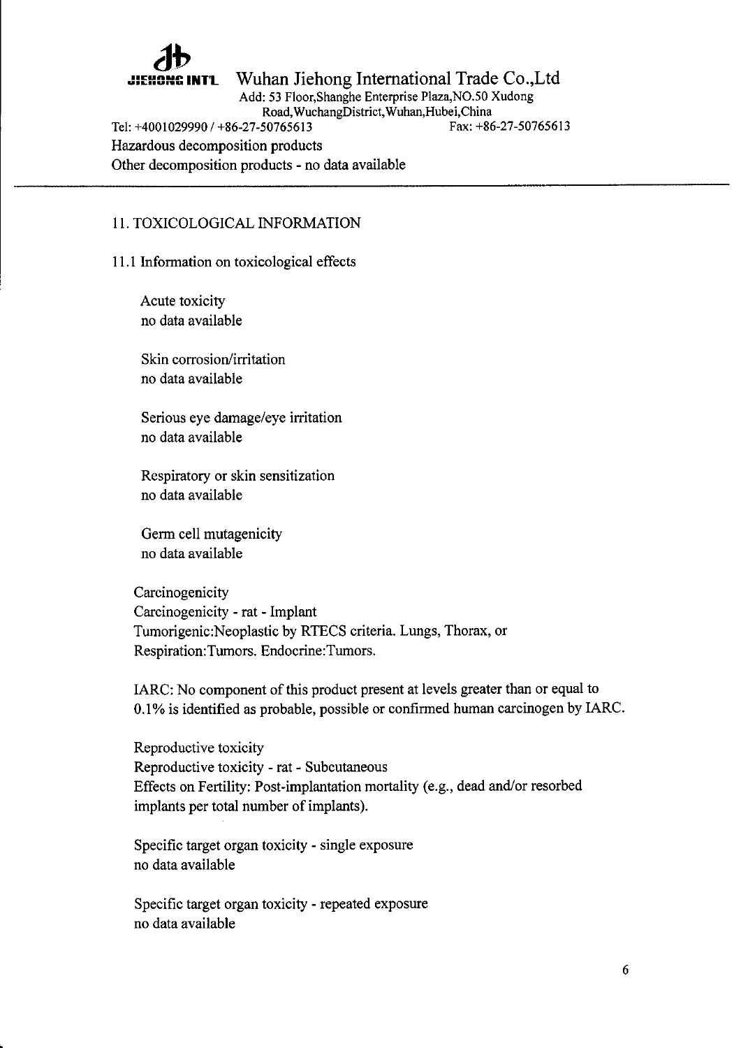Hazardous decomposition products
Other decomposition products - no data available

## 11. TOXICOLOGICAL INFORMATION

### 11.1 Information on toxicological effects

Acute toxicity
no data available

Skin corrosion/irritation
no data available

Serious eye damage/eye irritation
no data available

Respiratory or skin sensitization
no data available

Germ cell mutagenicity
no data available

Carcinogenicity
Carcinogenicity - rat - Implant
Tumorigenic:Neoplastic by RTECS criteria. Lungs, Thorax, or Respiration:Tumors. Endocrine:Tumors.

IARC: No component of this product present at levels greater than or equal to 0.1% is identified as probable, possible or confirmed human carcinogen by IARC.

Reproductive toxicity
Reproductive toxicity - rat - Subcutaneous
Effects on Fertility: Post-implantation mortality (e.g., dead and/or resorbed implants per total number of implants).

Specific target organ toxicity - single exposure
no data available

Specific target organ toxicity - repeated exposure
no data available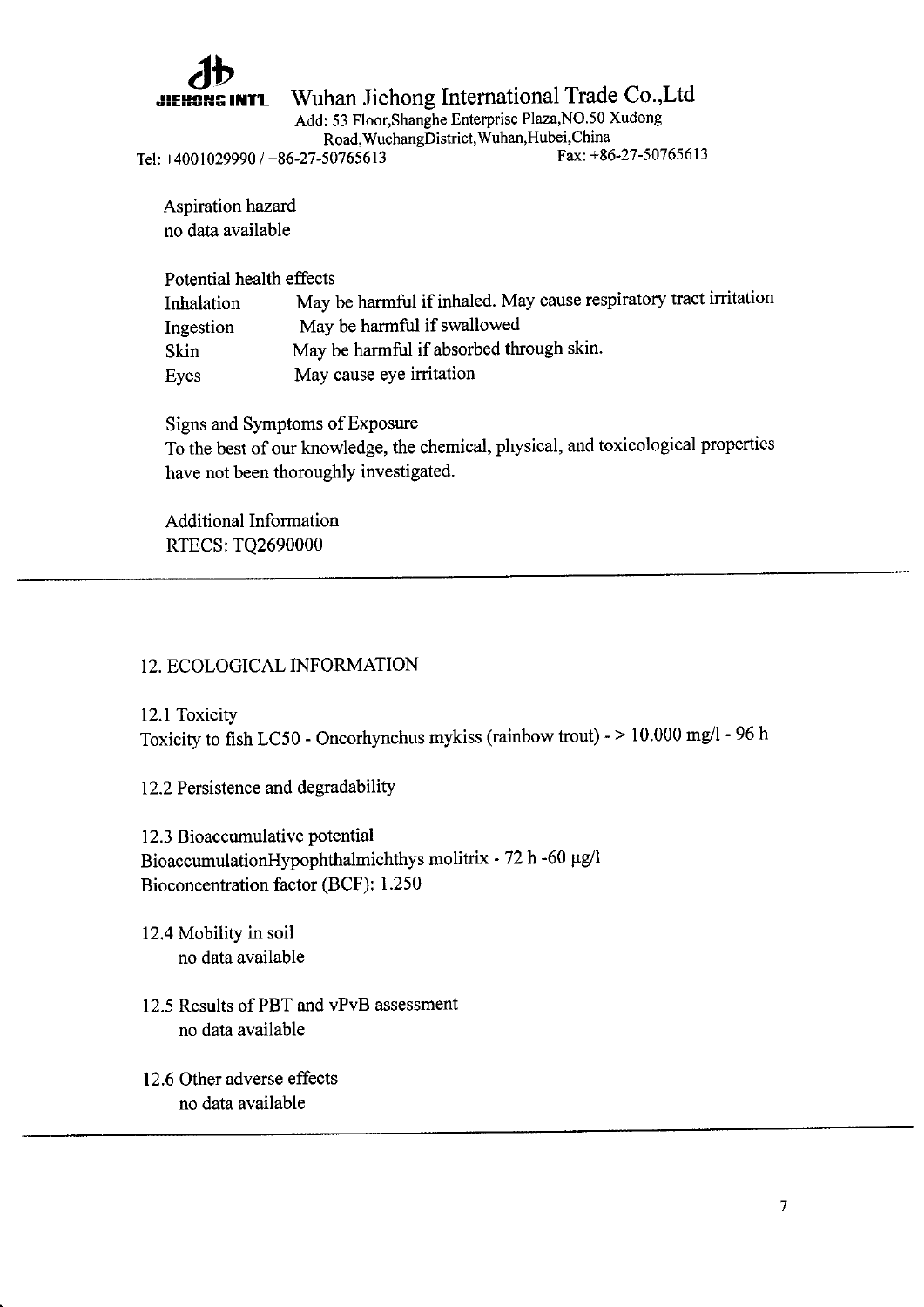Aspiration hazard
no data available

Potential health effects

| | |
|---|---|
| Inhalation | May be harmful if inhaled. May cause respiratory tract irritation |
| Ingestion | May be harmful if swallowed |
| Skin | May be harmful if absorbed through skin. |
| Eyes | May cause eye irritation |

Signs and Symptoms of Exposure
To the best of our knowledge, the chemical, physical, and toxicological properties have not been thoroughly investigated.

Additional Information
RTECS: TQ2690000

---

## 12. ECOLOGICAL INFORMATION

### 12.1 Toxicity

Toxicity to fish LC50 - Oncorhynchus mykiss (rainbow trout) - > 10.000 mg/l - 96 h

### 12.2 Persistence and degradability

### 12.3 Bioaccumulative potential

BioaccumulationHypophthalmichthys molitrix - 72 h -60 µg/l
Bioconcentration factor (BCF): 1.250

### 12.4 Mobility in soil

no data available

### 12.5 Results of PBT and vPvB assessment

no data available

### 12.6 Other adverse effects

no data available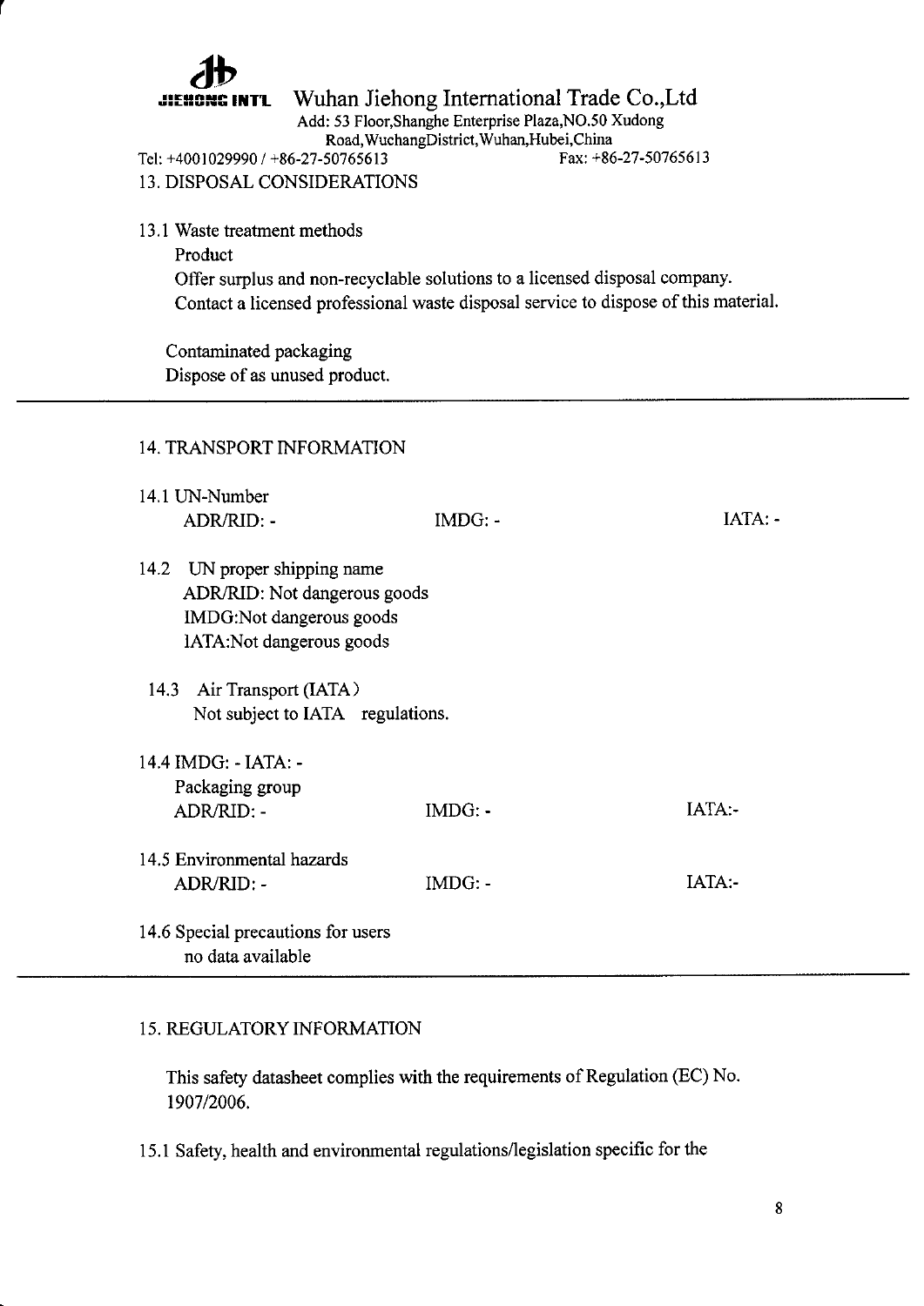Wuhan Jiehong International Trade Co.,Ltd

Add: 53 Floor,Shanghe Enterprise Plaza,NO.50 Xudong Road,WuchangDistrict,Wuhan,Hubei,China

Tel: +4001029990 / +86-27-50765613 Fax: +86-27-50765613

## 13. DISPOSAL CONSIDERATIONS

13.1 Waste treatment methods

Product

Offer surplus and non-recyclable solutions to a licensed disposal company.
Contact a licensed professional waste disposal service to dispose of this material.

Contaminated packaging

Dispose of as unused product.

---

## 14. TRANSPORT INFORMATION

14.1 UN-Number

| ADR/RID: - | IMDG: - | IATA: - |
|---|---|---|

14.2 UN proper shipping name

ADR/RID: Not dangerous goods
IMDG:Not dangerous goods
IATA:Not dangerous goods

14.3 Air Transport (IATA)

Not subject to IATA regulations.

14.4 IMDG: - IATA: -

Packaging group

| ADR/RID: - | IMDG: - | IATA:- |
|---|---|---|

14.5 Environmental hazards

| ADR/RID: - | IMDG: - | IATA:- |
|---|---|---|

14.6 Special precautions for users

no data available

---

## 15. REGULATORY INFORMATION

This safety datasheet complies with the requirements of Regulation (EC) No. 1907/2006.

15.1 Safety, health and environmental regulations/legislation specific for the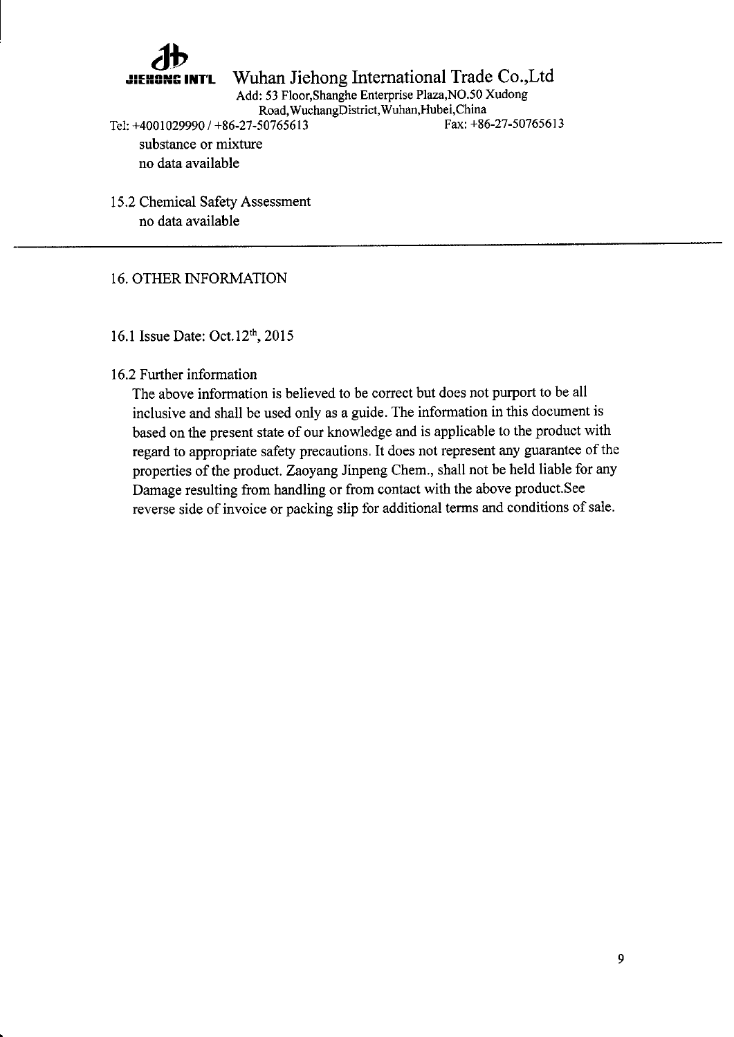substance or mixture

no data available

15.2 Chemical Safety Assessment

no data available

---

## 16. OTHER INFORMATION

16.1 Issue Date: Oct.12th, 2015

16.2 Further information

The above information is believed to be correct but does not purport to be all inclusive and shall be used only as a guide. The information in this document is based on the present state of our knowledge and is applicable to the product with regard to appropriate safety precautions. It does not represent any guarantee of the properties of the product. Zaoyang Jinpeng Chem., shall not be held liable for any Damage resulting from handling or from contact with the above product.See reverse side of invoice or packing slip for additional terms and conditions of sale.